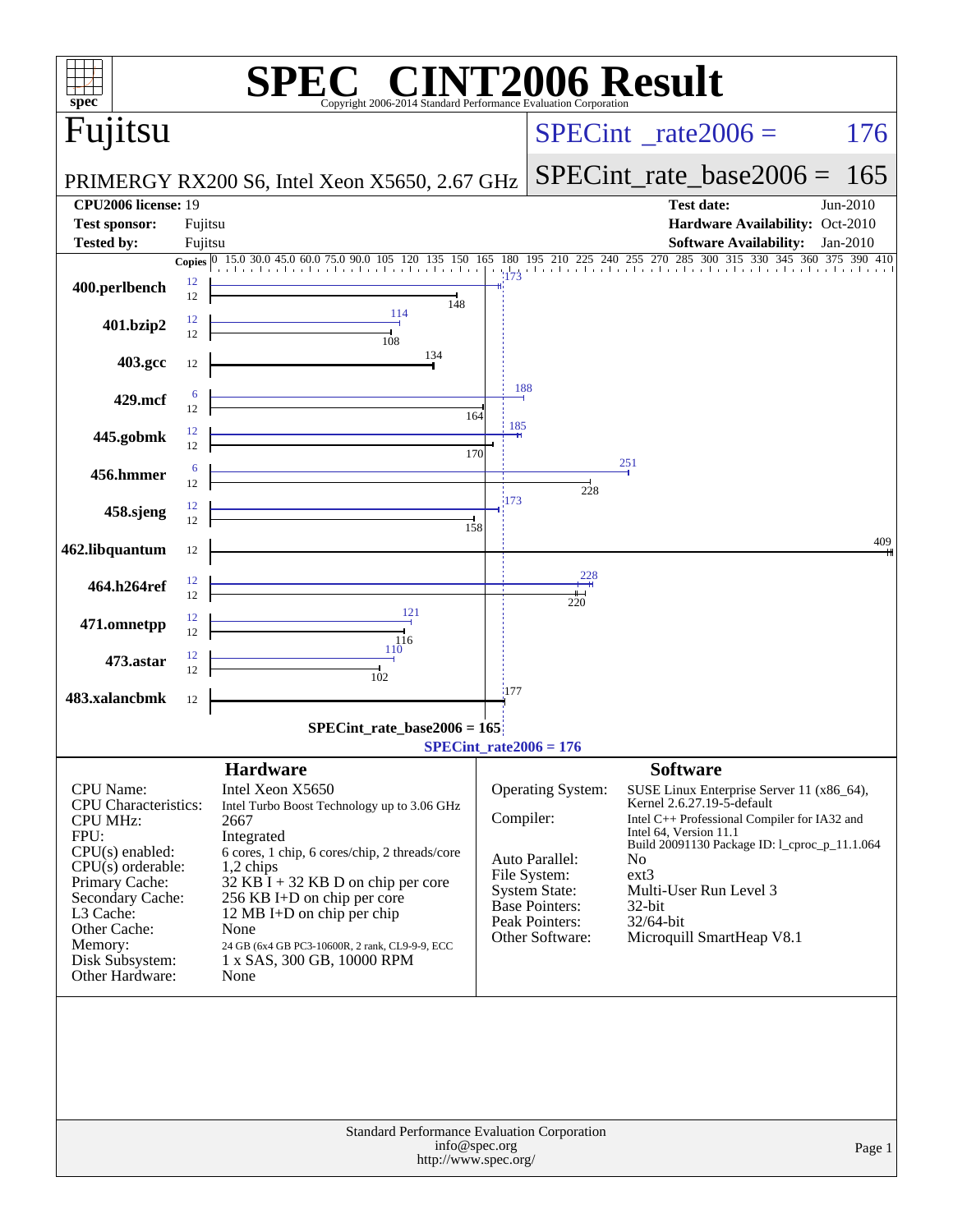# SPEC CINT2006 Result

Copyright 2006-2014 Standard Performance Evaluation Corporation

## Fujitsu

PRIMERGY RX200 S6, Intel Xeon X5650, 2.67 GHz

SPECint_rate2006 = 176

SPECint_rate_base2006 = 165

| | | | |
|---|---|---|---|
| **CPU2006 license:** | 19 | **Test date:** | Jun-2010 |
| **Test sponsor:** | Fujitsu | **Hardware Availability:** | Oct-2010 |
| **Tested by:** | Fujitsu | **Software Availability:** | Jan-2010 |

| Benchmark | Copies (peak) | Peak | Copies (base) | Base |
|---|---|---|---|---|
| 400.perlbench | 12 | 173 | 12 | 148 |
| 401.bzip2 | 12 | 114 | 12 | 108 |
| 403.gcc | | | 12 | 134 |
| 429.mcf | 6 | 188 | 12 | 164 |
| 445.gobmk | 12 | 185 | 12 | 170 |
| 456.hmmer | 6 | 251 | 12 | 228 |
| 458.sjeng | 12 | 173 | 12 | 158 |
| 462.libquantum | | | 12 | 409 |
| 464.h264ref | 12 | 228 | 12 | 220 |
| 471.omnetpp | 12 | 121 | 12 | 116 |
| 473.astar | 12 | 110 | 12 | 102 |
| 483.xalancbmk | | | 12 | 177 |

SPECint_rate_base2006 = 165

SPECint_rate2006 = 176

## Hardware

| | |
|---|---|
| CPU Name: | Intel Xeon X5650 |
| CPU Characteristics: | Intel Turbo Boost Technology up to 3.06 GHz |
| CPU MHz: | 2667 |
| FPU: | Integrated |
| CPU(s) enabled: | 6 cores, 1 chip, 6 cores/chip, 2 threads/core |
| CPU(s) orderable: | 1,2 chips |
| Primary Cache: | 32 KB I + 32 KB D on chip per core |
| Secondary Cache: | 256 KB I+D on chip per core |
| L3 Cache: | 12 MB I+D on chip per chip |
| Other Cache: | None |
| Memory: | 24 GB (6x4 GB PC3-10600R, 2 rank, CL9-9-9, ECC |
| Disk Subsystem: | 1 x SAS, 300 GB, 10000 RPM |
| Other Hardware: | None |

## Software

| | |
|---|---|
| Operating System: | SUSE Linux Enterprise Server 11 (x86_64), Kernel 2.6.27.19-5-default |
| Compiler: | Intel C++ Professional Compiler for IA32 and Intel 64, Version 11.1 Build 20091130 Package ID: l_cproc_p_11.1.064 |
| Auto Parallel: | No |
| File System: | ext3 |
| System State: | Multi-User Run Level 3 |
| Base Pointers: | 32-bit |
| Peak Pointers: | 32/64-bit |
| Other Software: | Microquill SmartHeap V8.1 |

Standard Performance Evaluation Corporation
info@spec.org
http://www.spec.org/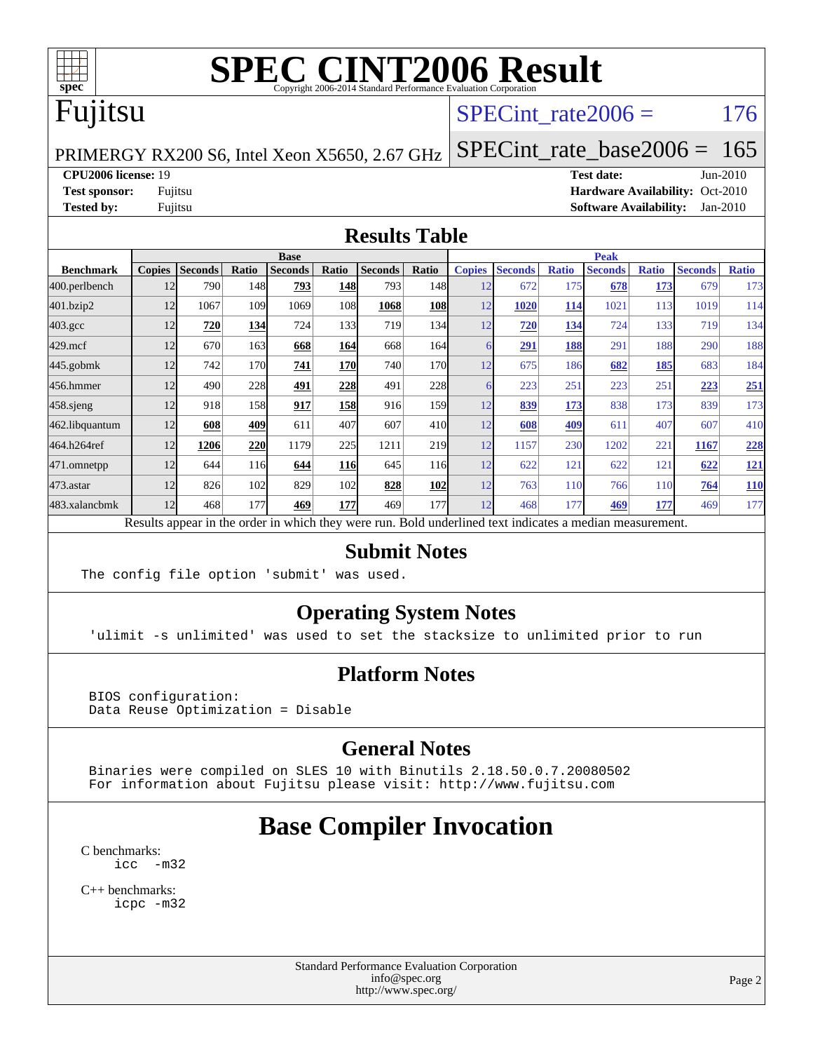# SPEC CINT2006 Result

Copyright 2006-2014 Standard Performance Evaluation Corporation

# Fujitsu

PRIMERGY RX200 S6, Intel Xeon X5650, 2.67 GHz

SPECint_rate2006 = 176

SPECint_rate_base2006 = 165

**CPU2006 license:** 19
**Test sponsor:** Fujitsu
**Tested by:** Fujitsu

**Test date:** Jun-2010
**Hardware Availability:** Oct-2010
**Software Availability:** Jan-2010

## Results Table

| Benchmark | Base | | | | | | | Peak | | | | | | |
|---|---|---|---|---|---|---|---|---|---|---|---|---|---|---|
| | Copies | Seconds | Ratio | Seconds | Ratio | Seconds | Ratio | Copies | Seconds | Ratio | Seconds | Ratio | Seconds | Ratio |
| 400.perlbench | 12 | 790 | 148 | **793** | **148** | 793 | 148 | 12 | 672 | 175 | **678** | **173** | 679 | 173 |
| 401.bzip2 | 12 | 1067 | 109 | 1069 | 108 | **1068** | **108** | 12 | **1020** | **114** | 1021 | 113 | 1019 | 114 |
| 403.gcc | 12 | **720** | **134** | 724 | 133 | 719 | 134 | 12 | **720** | **134** | 724 | 133 | 719 | 134 |
| 429.mcf | 12 | 670 | 163 | **668** | **164** | 668 | 164 | 6 | **291** | **188** | 291 | 188 | 290 | 188 |
| 445.gobmk | 12 | 742 | 170 | **741** | **170** | 740 | 170 | 12 | 675 | 186 | **682** | **185** | 683 | 184 |
| 456.hmmer | 12 | 490 | 228 | **491** | **228** | 491 | 228 | 6 | 223 | 251 | 223 | 251 | **223** | **251** |
| 458.sjeng | 12 | 918 | 158 | **917** | **158** | 916 | 159 | 12 | **839** | **173** | 838 | 173 | 839 | 173 |
| 462.libquantum | 12 | **608** | **409** | 611 | 407 | 607 | 410 | 12 | **608** | **409** | 611 | 407 | 607 | 410 |
| 464.h264ref | 12 | **1206** | **220** | 1179 | 225 | 1211 | 219 | 12 | 1157 | 230 | 1202 | 221 | **1167** | **228** |
| 471.omnetpp | 12 | 644 | 116 | **644** | **116** | 645 | 116 | 12 | 622 | 121 | 622 | 121 | **622** | **121** |
| 473.astar | 12 | 826 | 102 | 829 | 102 | **828** | **102** | 12 | 763 | 110 | 766 | 110 | **764** | **110** |
| 483.xalancbmk | 12 | 468 | 177 | **469** | **177** | 469 | 177 | 12 | 468 | 177 | **469** | **177** | 469 | 177 |

Results appear in the order in which they were run. Bold underlined text indicates a median measurement.

## Submit Notes

```
The config file option 'submit' was used.
```

## Operating System Notes

```
'ulimit -s unlimited' was used to set the stacksize to unlimited prior to run
```

## Platform Notes

```
BIOS configuration:
Data Reuse Optimization = Disable
```

## General Notes

```
Binaries were compiled on SLES 10 with Binutils 2.18.50.0.7.20080502
For information about Fujitsu please visit: http://www.fujitsu.com
```

## Base Compiler Invocation

C benchmarks:

```
icc  -m32
```

C++ benchmarks:

```
icpc -m32
```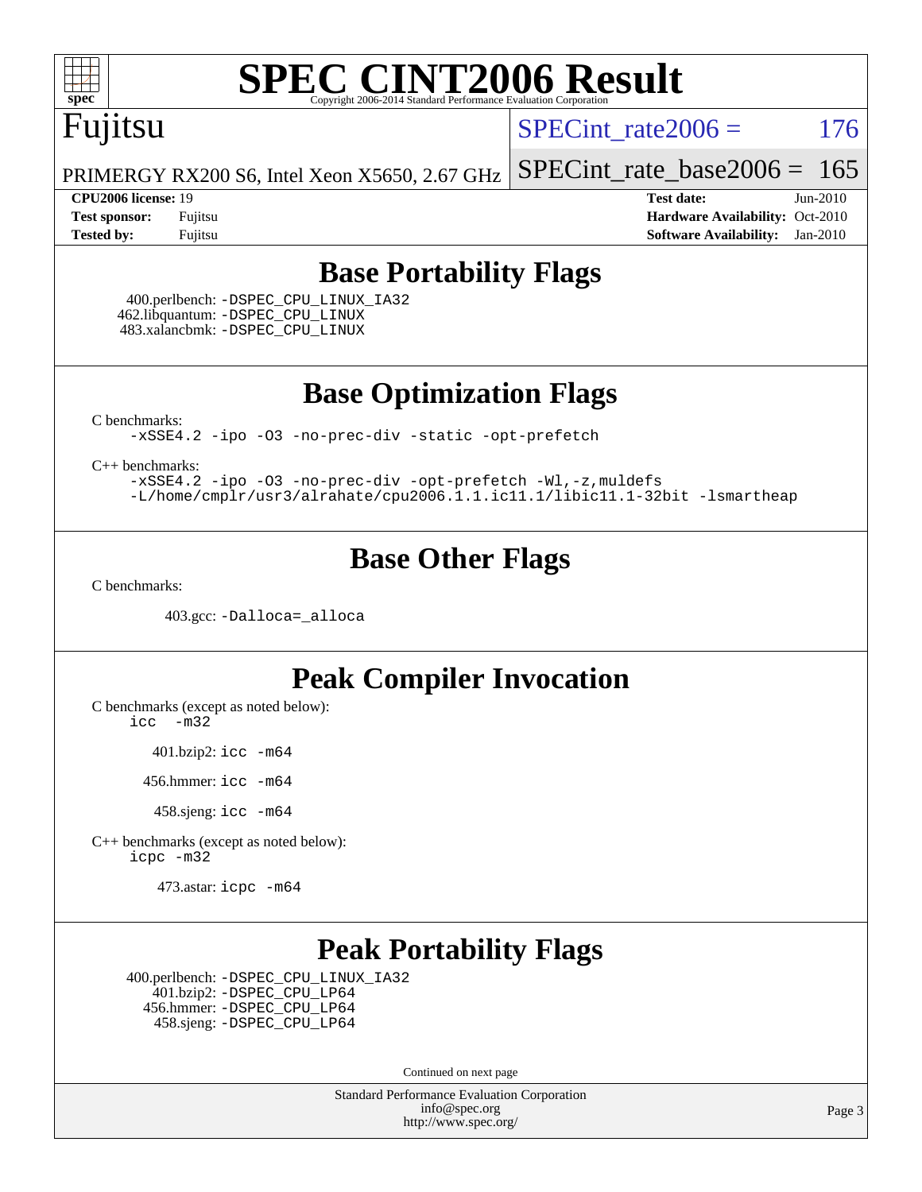# SPEC CINT2006 Result

Copyright 2006-2014 Standard Performance Evaluation Corporation

## Fujitsu

PRIMERGY RX200 S6, Intel Xeon X5650, 2.67 GHz

SPECint_rate2006 = 176

SPECint_rate_base2006 = 165

| | | | |
|---|---|---|---|
| **CPU2006 license:** | 19 | **Test date:** | Jun-2010 |
| **Test sponsor:** | Fujitsu | **Hardware Availability:** | Oct-2010 |
| **Tested by:** | Fujitsu | **Software Availability:** | Jan-2010 |

## Base Portability Flags

400.perlbench: `-DSPEC_CPU_LINUX_IA32`
462.libquantum: `-DSPEC_CPU_LINUX`
483.xalancbmk: `-DSPEC_CPU_LINUX`

## Base Optimization Flags

C benchmarks:

```
-xSSE4.2 -ipo -O3 -no-prec-div -static -opt-prefetch
```

C++ benchmarks:

```
-xSSE4.2 -ipo -O3 -no-prec-div -opt-prefetch -Wl,-z,muldefs
-L/home/cmplr/usr3/alrahate/cpu2006.1.1.ic11.1/libic11.1-32bit -lsmartheap
```

## Base Other Flags

C benchmarks:

403.gcc: `-Dalloca=_alloca`

## Peak Compiler Invocation

C benchmarks (except as noted below):

```
icc  -m32
```

401.bzip2: `icc -m64`

456.hmmer: `icc -m64`

458.sjeng: `icc -m64`

C++ benchmarks (except as noted below):

```
icpc -m32
```

473.astar: `icpc -m64`

## Peak Portability Flags

400.perlbench: `-DSPEC_CPU_LINUX_IA32`
401.bzip2: `-DSPEC_CPU_LP64`
456.hmmer: `-DSPEC_CPU_LP64`
458.sjeng: `-DSPEC_CPU_LP64`

Continued on next page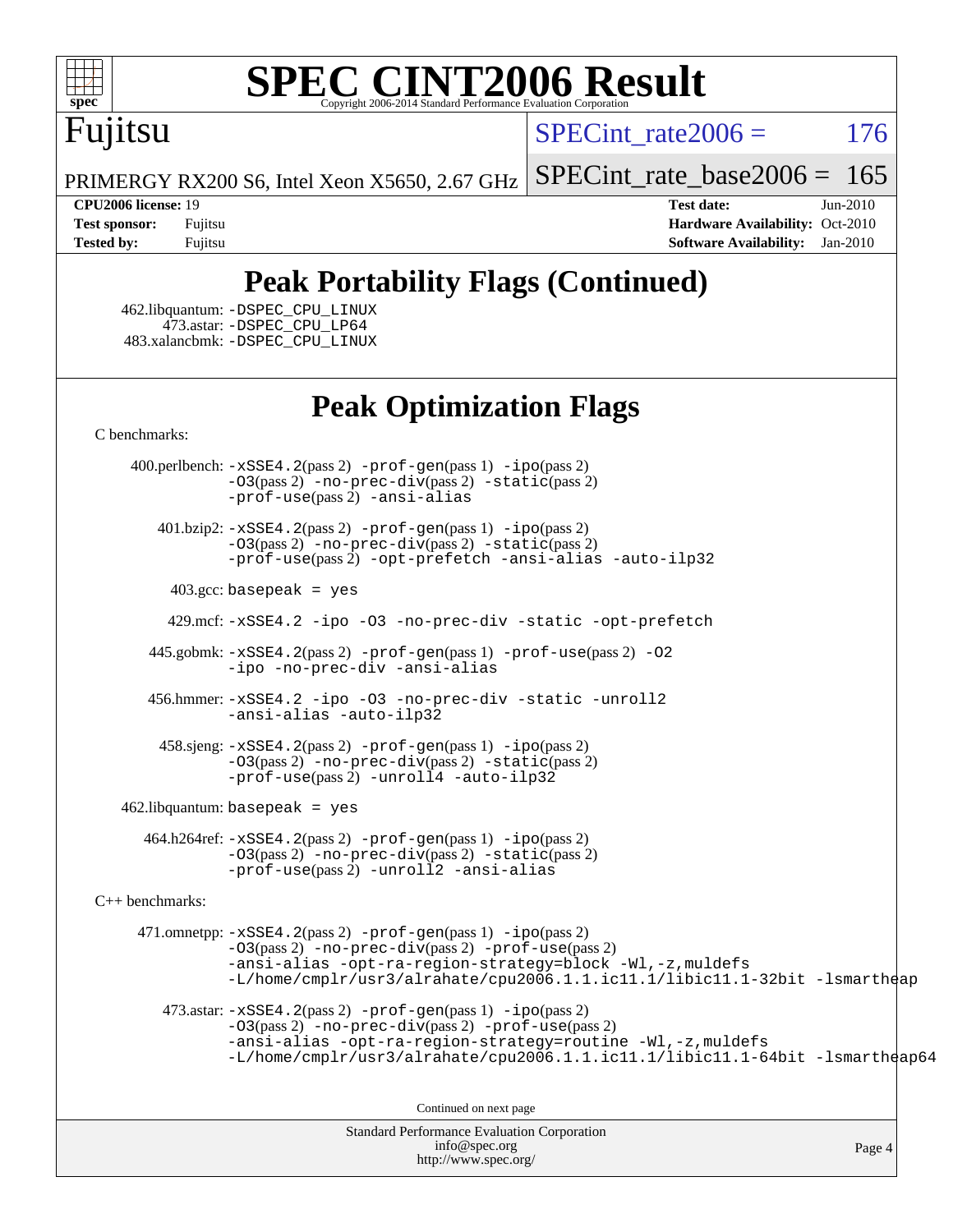# SPEC CINT2006 Result

Fujitsu

PRIMERGY RX200 S6, Intel Xeon X5650, 2.67 GHz

SPECint_rate2006 = 176

SPECint_rate_base2006 = 165

**CPU2006 license:** 19
**Test sponsor:** Fujitsu
**Tested by:** Fujitsu

**Test date:** Jun-2010
**Hardware Availability:** Oct-2010
**Software Availability:** Jan-2010

## Peak Portability Flags (Continued)

462.libquantum: -DSPEC_CPU_LINUX
473.astar: -DSPEC_CPU_LP64
483.xalancbmk: -DSPEC_CPU_LINUX

## Peak Optimization Flags

C benchmarks:

400.perlbench: -xSSE4.2(pass 2) -prof-gen(pass 1) -ipo(pass 2) -O3(pass 2) -no-prec-div(pass 2) -static(pass 2) -prof-use(pass 2) -ansi-alias

401.bzip2: -xSSE4.2(pass 2) -prof-gen(pass 1) -ipo(pass 2) -O3(pass 2) -no-prec-div(pass 2) -static(pass 2) -prof-use(pass 2) -opt-prefetch -ansi-alias -auto-ilp32

403.gcc: basepeak = yes

429.mcf: -xSSE4.2 -ipo -O3 -no-prec-div -static -opt-prefetch

445.gobmk: -xSSE4.2(pass 2) -prof-gen(pass 1) -prof-use(pass 2) -O2 -ipo -no-prec-div -ansi-alias

456.hmmer: -xSSE4.2 -ipo -O3 -no-prec-div -static -unroll2 -ansi-alias -auto-ilp32

458.sjeng: -xSSE4.2(pass 2) -prof-gen(pass 1) -ipo(pass 2) -O3(pass 2) -no-prec-div(pass 2) -static(pass 2) -prof-use(pass 2) -unroll4 -auto-ilp32

462.libquantum: basepeak = yes

464.h264ref: -xSSE4.2(pass 2) -prof-gen(pass 1) -ipo(pass 2) -O3(pass 2) -no-prec-div(pass 2) -static(pass 2) -prof-use(pass 2) -unroll2 -ansi-alias

C++ benchmarks:

471.omnetpp: -xSSE4.2(pass 2) -prof-gen(pass 1) -ipo(pass 2) -O3(pass 2) -no-prec-div(pass 2) -prof-use(pass 2) -ansi-alias -opt-ra-region-strategy=block -Wl,-z,muldefs -L/home/cmplr/usr3/alrahate/cpu2006.1.1.ic11.1/libic11.1-32bit -lsmartheap

473.astar: -xSSE4.2(pass 2) -prof-gen(pass 1) -ipo(pass 2) -O3(pass 2) -no-prec-div(pass 2) -prof-use(pass 2) -ansi-alias -opt-ra-region-strategy=routine -Wl,-z,muldefs -L/home/cmplr/usr3/alrahate/cpu2006.1.1.ic11.1/libic11.1-64bit -lsmartheap64

Continued on next page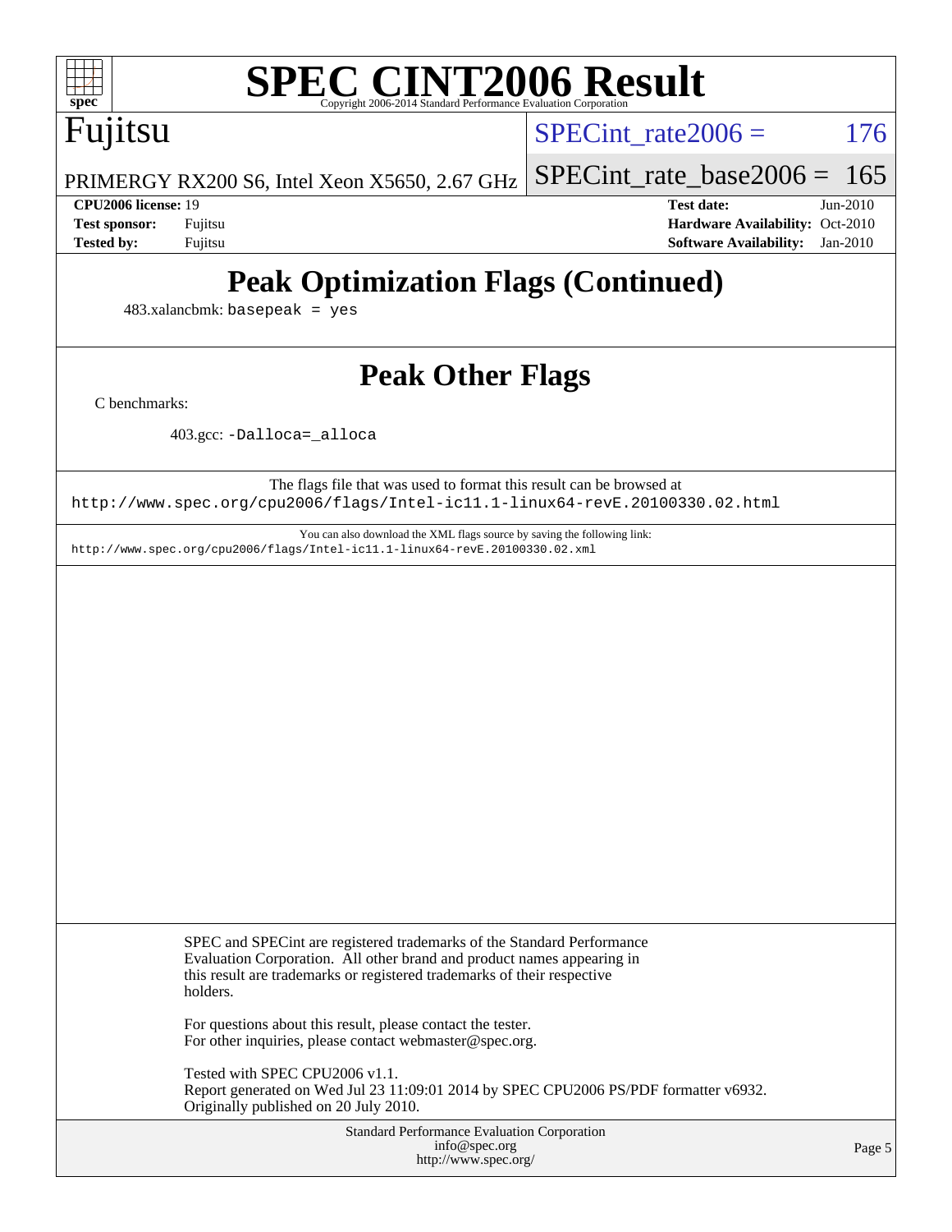# SPEC CINT2006 Result

Copyright 2006-2014 Standard Performance Evaluation Corporation

Fujitsu

PRIMERGY RX200 S6, Intel Xeon X5650, 2.67 GHz

SPECint_rate2006 = 176

SPECint_rate_base2006 = 165

| | | | |
|---|---|---|---|
| **CPU2006 license:** | 19 | **Test date:** | Jun-2010 |
| **Test sponsor:** | Fujitsu | **Hardware Availability:** | Oct-2010 |
| **Tested by:** | Fujitsu | **Software Availability:** | Jan-2010 |

## Peak Optimization Flags (Continued)

483.xalancbmk: `basepeak = yes`

## Peak Other Flags

C benchmarks:

403.gcc: `-Dalloca=_alloca`

The flags file that was used to format this result can be browsed at
http://www.spec.org/cpu2006/flags/Intel-ic11.1-linux64-revE.20100330.02.html

You can also download the XML flags source by saving the following link:
http://www.spec.org/cpu2006/flags/Intel-ic11.1-linux64-revE.20100330.02.xml

SPEC and SPECint are registered trademarks of the Standard Performance Evaluation Corporation. All other brand and product names appearing in this result are trademarks or registered trademarks of their respective holders.

For questions about this result, please contact the tester.
For other inquiries, please contact webmaster@spec.org.

Tested with SPEC CPU2006 v1.1.
Report generated on Wed Jul 23 11:09:01 2014 by SPEC CPU2006 PS/PDF formatter v6932.
Originally published on 20 July 2010.

Standard Performance Evaluation Corporation
info@spec.org
http://www.spec.org/